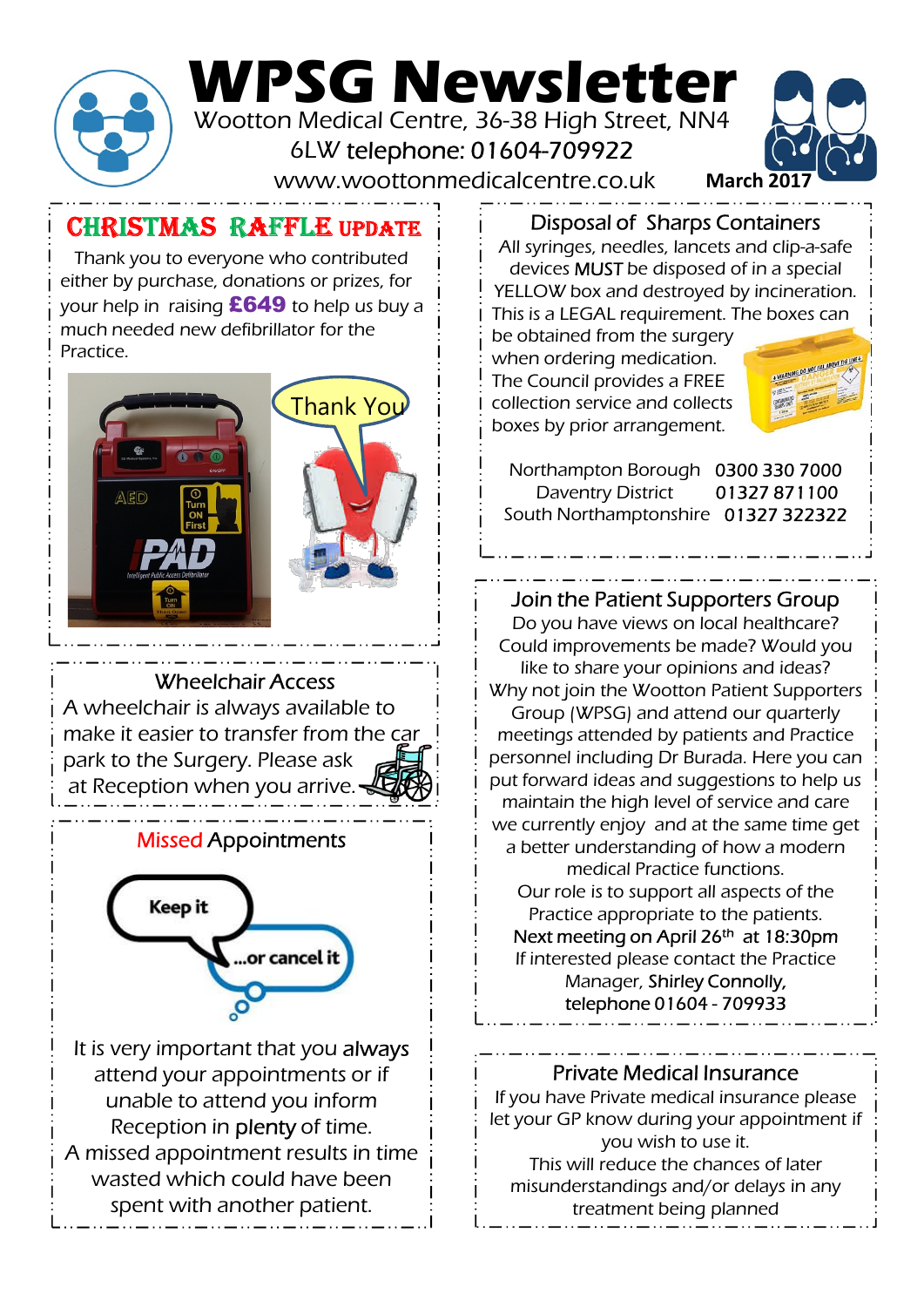# WPSG Newsletter

Wootton Medical Centre, 36-38 High Street, NN4 6LW telephone: 01604-709922

www.woottonmedicalcentre.co.uk

**March 2017**

## CHRISTMAS RAFFLE UPDATE

Thank you to everyone who contributed either by purchase, donations or prizes, for your help in raising **£649** to help us buy a much needed new defibrillator for the Practice.

## Wheelchair Access

A wheelchair is always available to make it easier to transfer from the car park to the Surgery. Please ask at Reception when you arrive.

## Missed Appointments

It is very important that you always attend your appointments or if unable to attend you inform Reception in plenty of time.
A missed appointment results in time wasted which could have been spent with another patient.

## Disposal of Sharps Containers

All syringes, needles, lancets and clip-a-safe devices MUST be disposed of in a special YELLOW box and destroyed by incineration. This is a LEGAL requirement. The boxes can be obtained from the surgery when ordering medication. The Council provides a FREE collection service and collects boxes by prior arrangement.

| | |
|---|---|
| Northampton Borough | 0300 330 7000 |
| Daventry District | 01327 871100 |
| South Northamptonshire | 01327 322322 |

## Join the Patient Supporters Group

Do you have views on local healthcare? Could improvements be made? Would you like to share your opinions and ideas? Why not join the Wootton Patient Supporters Group (WPSG) and attend our quarterly meetings attended by patients and Practice personnel including Dr Burada. Here you can put forward ideas and suggestions to help us maintain the high level of service and care we currently enjoy and at the same time get a better understanding of how a modern medical Practice functions.

Our role is to support all aspects of the Practice appropriate to the patients.

Next meeting on April 26th at 18:30pm

If interested please contact the Practice Manager, Shirley Connolly, telephone 01604 - 709933

## Private Medical Insurance

If you have Private medical insurance please let your GP know during your appointment if you wish to use it.

This will reduce the chances of later misunderstandings and/or delays in any treatment being planned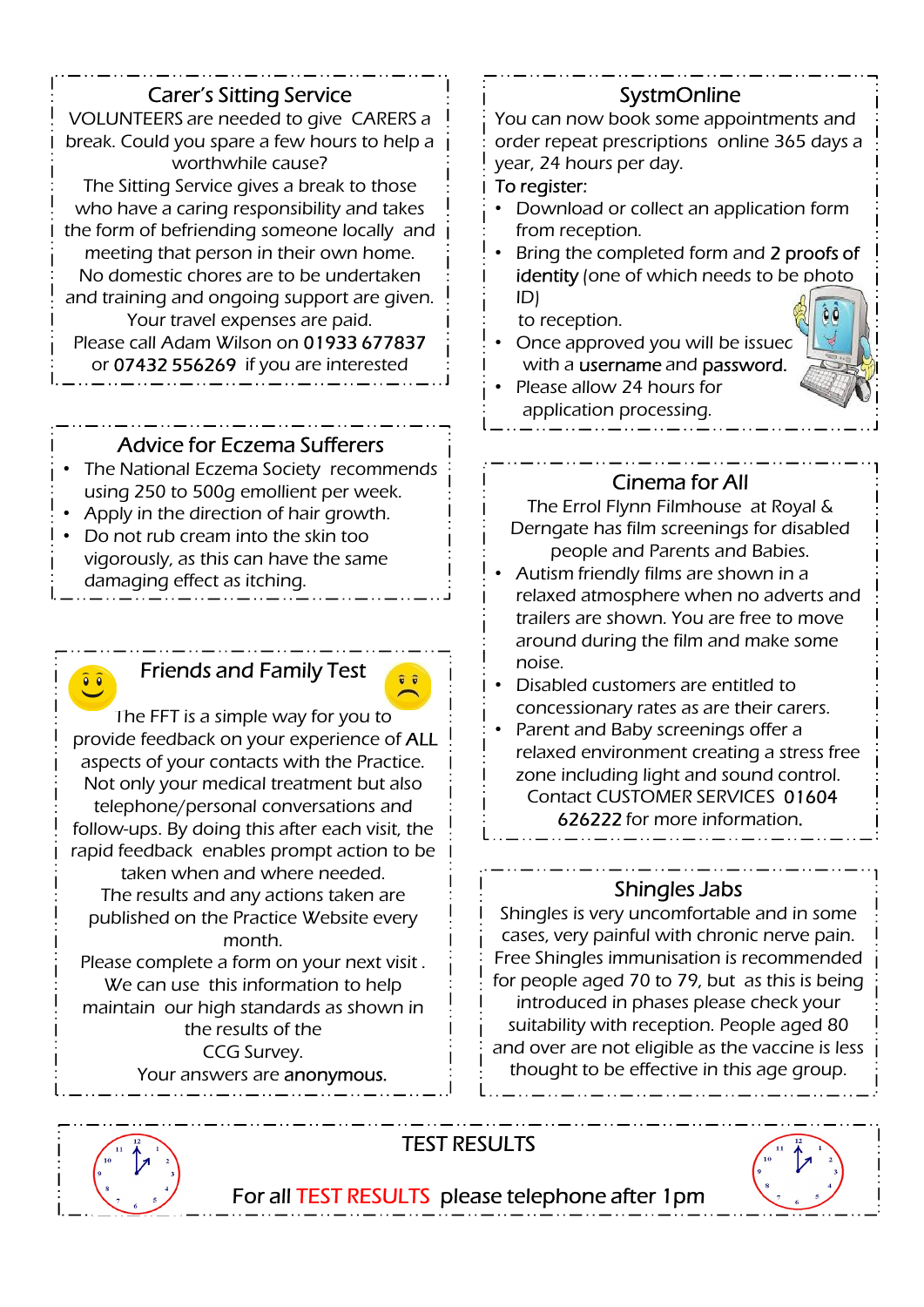## Carer's Sitting Service

VOLUNTEERS are needed to give CARERS a break. Could you spare a few hours to help a worthwhile cause?

The Sitting Service gives a break to those who have a caring responsibility and takes the form of befriending someone locally and meeting that person in their own home. No domestic chores are to be undertaken and training and ongoing support are given. Your travel expenses are paid.

Please call Adam Wilson on **01933 677837** or **07432 556269** if you are interested

## Advice for Eczema Sufferers

- The National Eczema Society recommends using 250 to 500g emollient per week.
- Apply in the direction of hair growth.
- Do not rub cream into the skin too vigorously, as this can have the same damaging effect as itching.

## Friends and Family Test

The FFT is a simple way for you to provide feedback on your experience of **ALL** aspects of your contacts with the Practice. Not only your medical treatment but also telephone/personal conversations and follow-ups. By doing this after each visit, the rapid feedback enables prompt action to be taken when and where needed.

The results and any actions taken are published on the Practice Website every month.

Please complete a form on your next visit . We can use this information to help maintain our high standards as shown in the results of the CCG Survey.

Your answers are **anonymous**.

## SystmOnline

You can now book some appointments and order repeat prescriptions online 365 days a year, 24 hours per day.

To register:

- Download or collect an application form from reception.
- Bring the completed form and **2 proofs of identity** (one of which needs to be photo ID) to reception.
- Once approved you will be issued with a **username** and **password**.
- Please allow 24 hours for application processing.

## Cinema for All

The Errol Flynn Filmhouse at Royal & Derngate has film screenings for disabled people and Parents and Babies.

- Autism friendly films are shown in a relaxed atmosphere when no adverts and trailers are shown. You are free to move around during the film and make some noise.
- Disabled customers are entitled to concessionary rates as are their carers.
- Parent and Baby screenings offer a relaxed environment creating a stress free zone including light and sound control.

Contact CUSTOMER SERVICES **01604 626222** for more information.

## Shingles Jabs

Shingles is very uncomfortable and in some cases, very painful with chronic nerve pain. Free Shingles immunisation is recommended for people aged 70 to 79, but as this is being introduced in phases please check your suitability with reception. People aged 80 and over are not eligible as the vaccine is less thought to be effective in this age group.

## TEST RESULTS

For all TEST RESULTS please telephone after 1pm